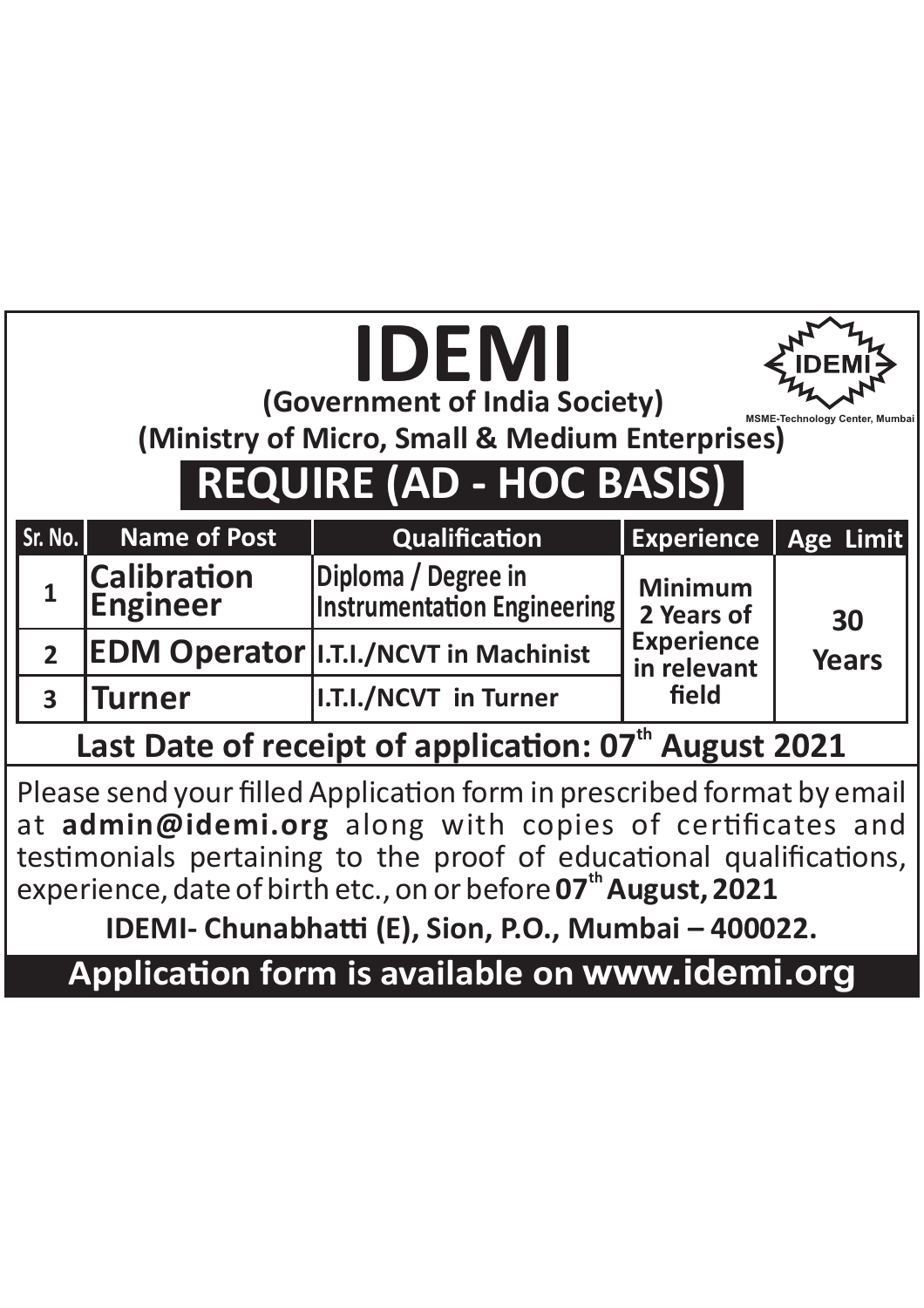# IDEMI

**(Government of India Society)**

**(Ministry of Micro, Small & Medium Enterprises)**

IDEMI
MSME-Technology Center, Mumbai

## REQUIRE (AD - HOC BASIS)

| Sr. No. | Name of Post | Qualification | Experience | Age Limit |
|---|---|---|---|---|
| 1 | Calibration Engineer | Diploma / Degree in Instrumentation Engineering | Minimum 2 Years of Experience in relevant field | 30 Years |
| 2 | EDM Operator | I.T.I./NCVT in Machinist | | |
| 3 | Turner | I.T.I./NCVT in Turner | | |

**Last Date of receipt of application: 07th August 2021**

Please send your filled Application form in prescribed format by email at **admin@idemi.org** along with copies of certificates and testimonials pertaining to the proof of educational qualifications, experience, date of birth etc., on or before **07th August, 2021**

**IDEMI- Chunabhatti (E), Sion, P.O., Mumbai – 400022.**

**Application form is available on www.idemi.org**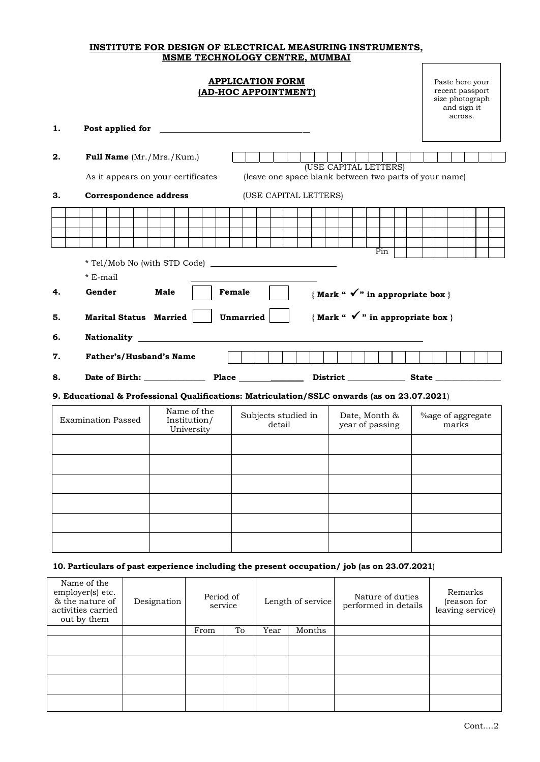**INSTITUTE FOR DESIGN OF ELECTRICAL MEASURING INSTRUMENTS, MSME TECHNOLOGY CENTRE, MUMBAI**

**APPLICATION FORM (AD-HOC APPOINTMENT)**

Paste here your recent passport size photograph and sign it across.

**1. Post applied for** ____________________________________

**2. Full Name** (Mr./Mrs./Kum.) (USE CAPITAL LETTERS)

As it appears on your certificates (leave one space blank between two parts of your name)

**3. Correspondence address** (USE CAPITAL LETTERS)

Pin

\* Tel/Mob No (with STD Code) ______________________________

\* E-mail ______________________________

**4. Gender** **Male** ☐ **Female** ☐ **{ Mark " ✓ " in appropriate box }**

**5. Marital Status** **Married** ☐ **Unmarried** ☐ **{ Mark " ✓ " in appropriate box }**

**6. Nationality** ______________________________

**7. Father's/Husband's Name**

**8. Date of Birth:** ______________ **Place** ______________ **District** ______________ **State** ______________

**9. Educational & Professional Qualifications: Matriculation/SSLC onwards (as on 23.07.2021)**

| Examination Passed | Name of the Institution/ University | Subjects studied in detail | Date, Month & year of passing | %age of aggregate marks |
|---|---|---|---|---|
| | | | | |
| | | | | |
| | | | | |
| | | | | |
| | | | | |
| | | | | |

**10. Particulars of past experience including the present occupation/ job (as on 23.07.2021)**

| Name of the employer(s) etc. & the nature of activities carried out by them | Designation | Period of service | | Length of service | | Nature of duties performed in details | Remarks (reason for leaving service) |
|---|---|---|---|---|---|---|---|
| | | From | To | Year | Months | | |
| | | | | | | | |
| | | | | | | | |
| | | | | | | | |
| | | | | | | | |

Cont….2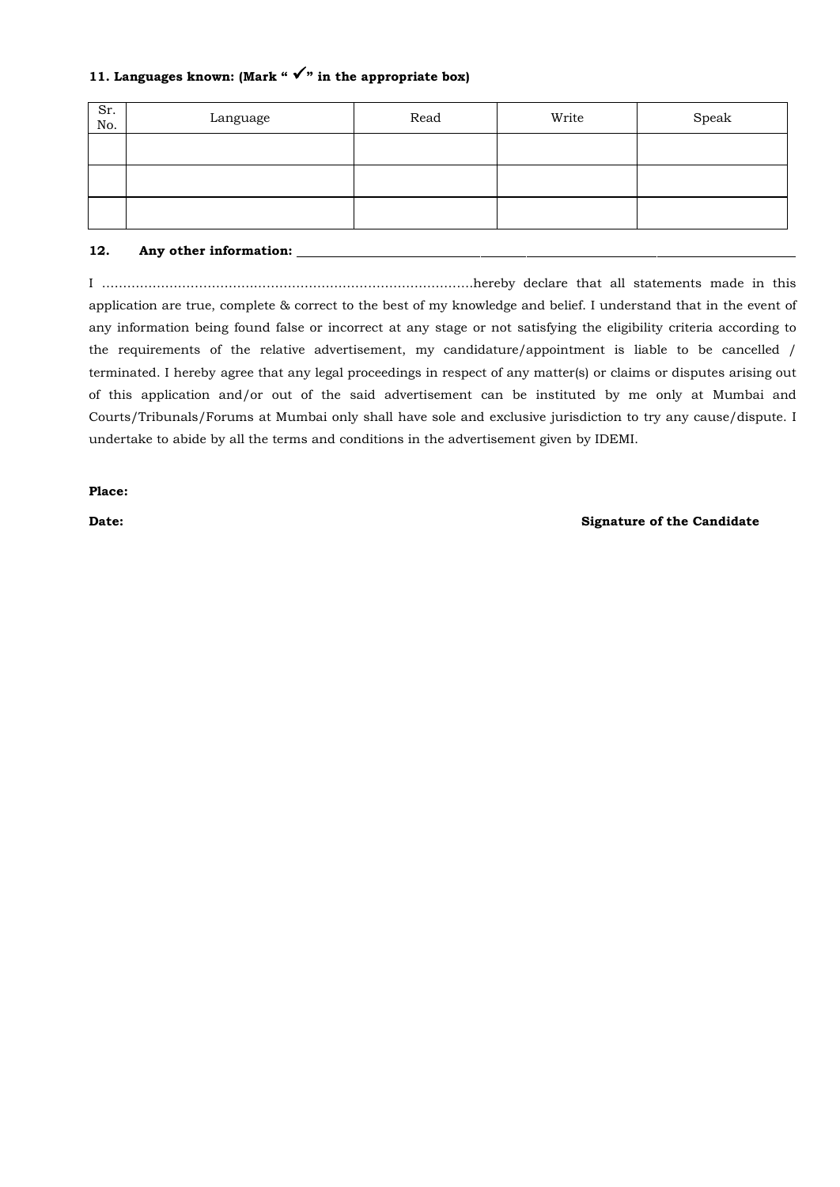**11. Languages known: (Mark “ ✓” in the appropriate box)**

| Sr. No. | Language | Read | Write | Speak |
|---|---|---|---|---|
| | | | | |
| | | | | |
| | | | | |

**12. Any other information:** ______________________________________________________________

I ……………………………………………………………………………hereby declare that all statements made in this application are true, complete & correct to the best of my knowledge and belief. I understand that in the event of any information being found false or incorrect at any stage or not satisfying the eligibility criteria according to the requirements of the relative advertisement, my candidature/appointment is liable to be cancelled / terminated. I hereby agree that any legal proceedings in respect of any matter(s) or claims or disputes arising out of this application and/or out of the said advertisement can be instituted by me only at Mumbai and Courts/Tribunals/Forums at Mumbai only shall have sole and exclusive jurisdiction to try any cause/dispute. I undertake to abide by all the terms and conditions in the advertisement given by IDEMI.

**Place:**

**Date:** **Signature of the Candidate**